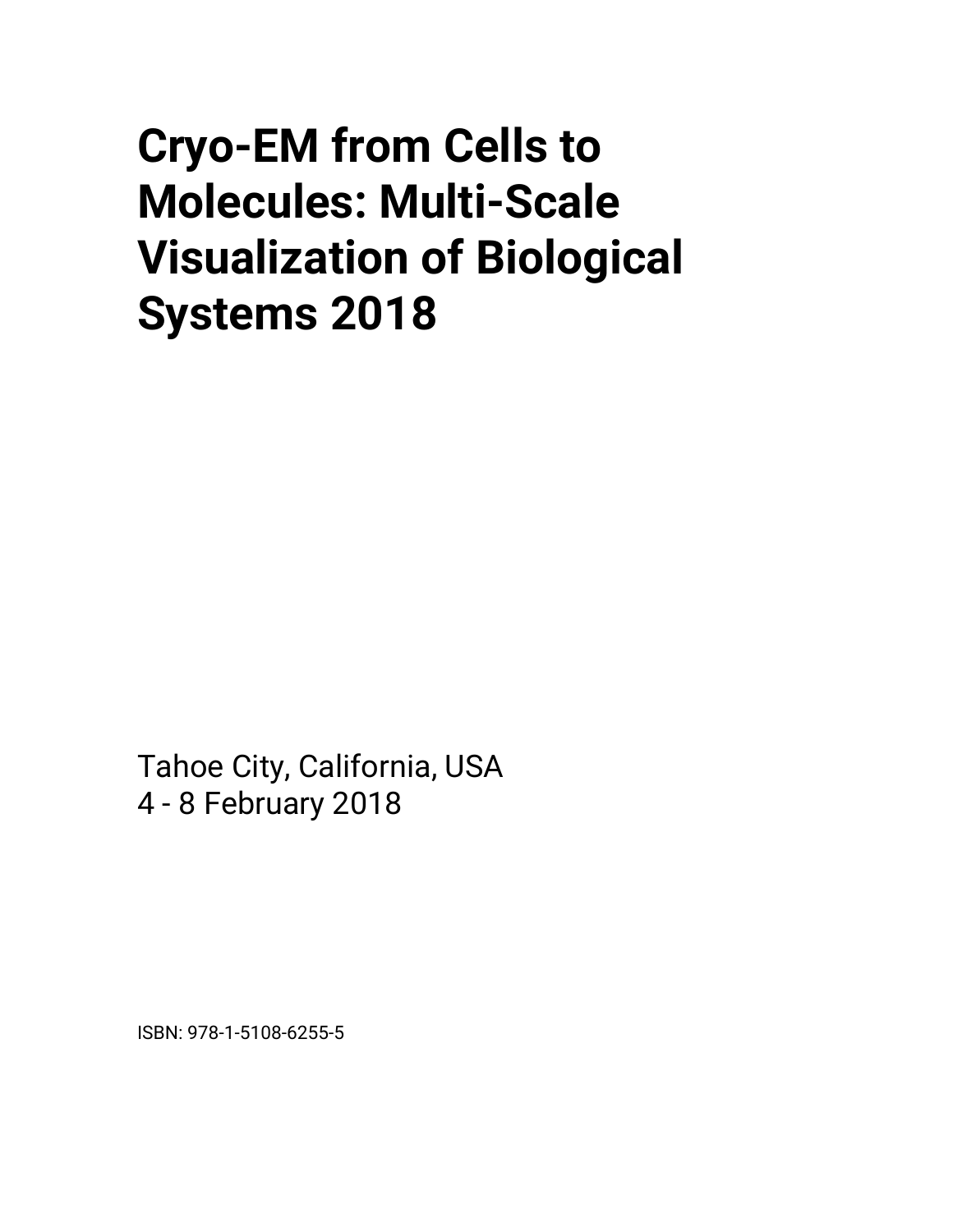# Cryo-EM from Cells to Molecules: Multi-Scale Visualization of Biological Systems 2018

Tahoe City, California, USA
4 - 8 February 2018

ISBN: 978-1-5108-6255-5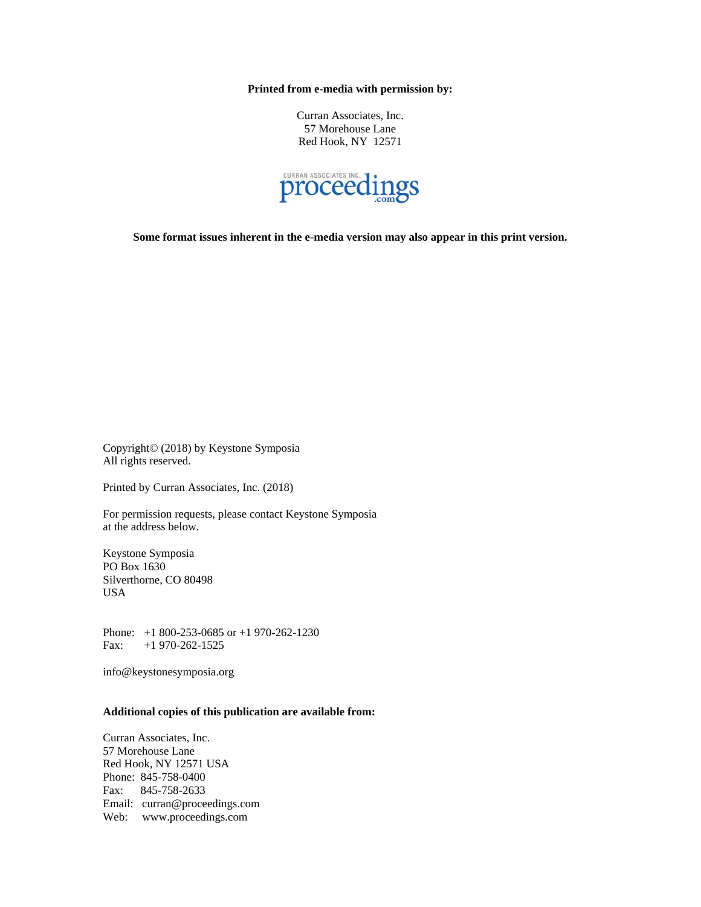**Printed from e-media with permission by:**

Curran Associates, Inc.
57 Morehouse Lane
Red Hook, NY 12571

CURRAN ASSOCIATES INC. proceedings.com

**Some format issues inherent in the e-media version may also appear in this print version.**

Copyright© (2018) by Keystone Symposia
All rights reserved.

Printed by Curran Associates, Inc. (2018)

For permission requests, please contact Keystone Symposia
at the address below.

Keystone Symposia
PO Box 1630
Silverthorne, CO 80498
USA

Phone: +1 800-253-0685 or +1 970-262-1230
Fax: +1 970-262-1525

info@keystonesymposia.org

**Additional copies of this publication are available from:**

Curran Associates, Inc.
57 Morehouse Lane
Red Hook, NY 12571 USA
Phone: 845-758-0400
Fax: 845-758-2633
Email: curran@proceedings.com
Web: www.proceedings.com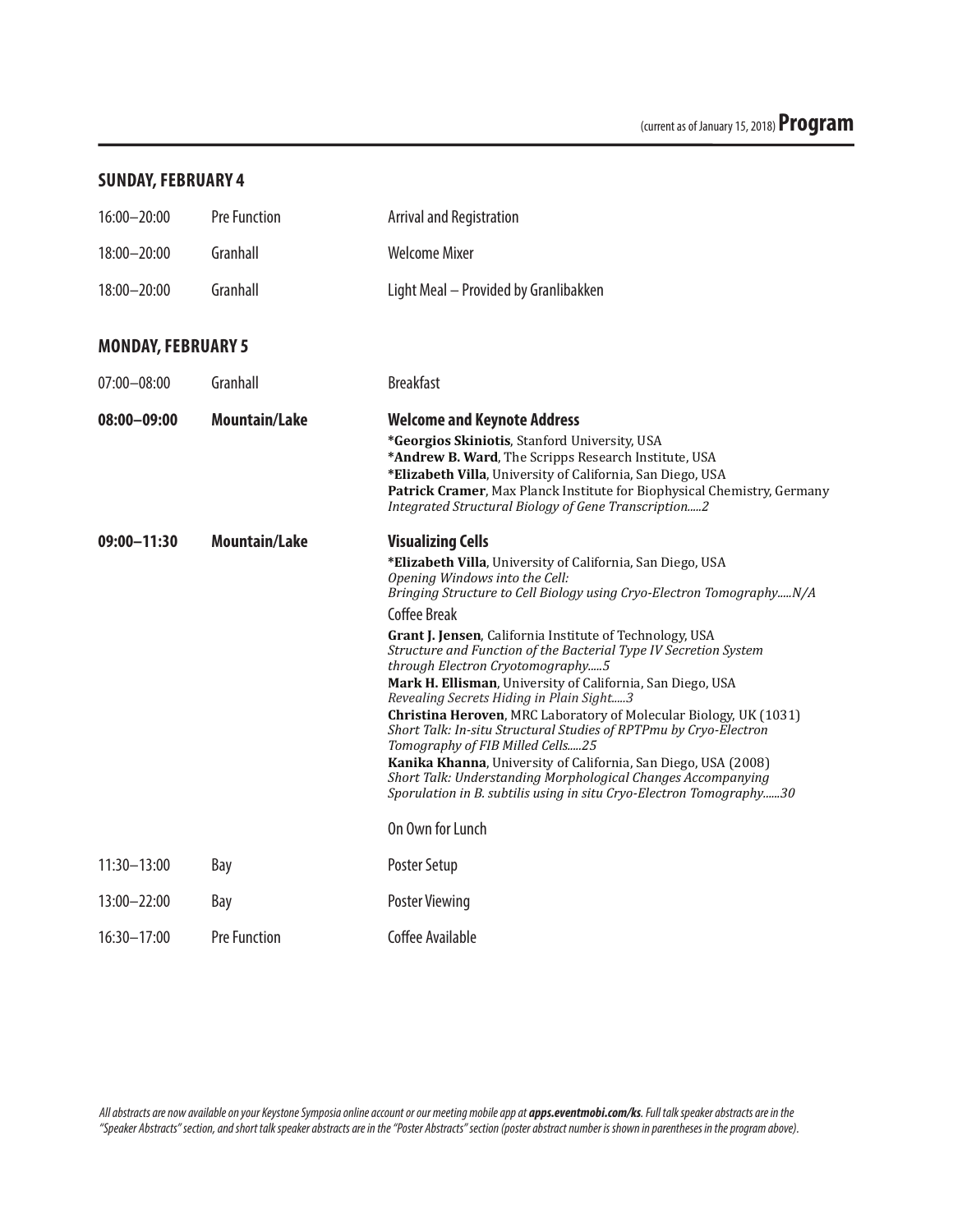(current as of January 15, 2018) **Program**

## SUNDAY, FEBRUARY 4

| | | |
|---|---|---|
| 16:00–20:00 | Pre Function | Arrival and Registration |
| 18:00–20:00 | Granhall | Welcome Mixer |
| 18:00–20:00 | Granhall | Light Meal – Provided by Granlibakken |

## MONDAY, FEBRUARY 5

07:00–08:00 Granhall Breakfast

**08:00–09:00** **Mountain/Lake** **Welcome and Keynote Address**

***Georgios Skiniotis**, Stanford University, USA
***Andrew B. Ward**, The Scripps Research Institute, USA
***Elizabeth Villa**, University of California, San Diego, USA
**Patrick Cramer**, Max Planck Institute for Biophysical Chemistry, Germany
*Integrated Structural Biology of Gene Transcription.....2*

**09:00–11:30** **Mountain/Lake** **Visualizing Cells**

***Elizabeth Villa**, University of California, San Diego, USA
*Opening Windows into the Cell:*
*Bringing Structure to Cell Biology using Cryo-Electron Tomography.....N/A*

Coffee Break

**Grant J. Jensen**, California Institute of Technology, USA
*Structure and Function of the Bacterial Type IV Secretion System through Electron Cryotomography.....5*

**Mark H. Ellisman**, University of California, San Diego, USA
*Revealing Secrets Hiding in Plain Sight.....3*

**Christina Heroven**, MRC Laboratory of Molecular Biology, UK (1031)
*Short Talk: In-situ Structural Studies of RPTPmu by Cryo-Electron Tomography of FIB Milled Cells.....25*

**Kanika Khanna**, University of California, San Diego, USA (2008)
*Short Talk: Understanding Morphological Changes Accompanying Sporulation in B. subtilis using in situ Cryo-Electron Tomography......30*

On Own for Lunch

| | | |
|---|---|---|
| 11:30–13:00 | Bay | Poster Setup |
| 13:00–22:00 | Bay | Poster Viewing |
| 16:30–17:00 | Pre Function | Coffee Available |

*All abstracts are now available on your Keystone Symposia online account or our meeting mobile app at **apps.eventmobi.com/ks**. Full talk speaker abstracts are in the "Speaker Abstracts" section, and short talk speaker abstracts are in the "Poster Abstracts" section (poster abstract number is shown in parentheses in the program above).*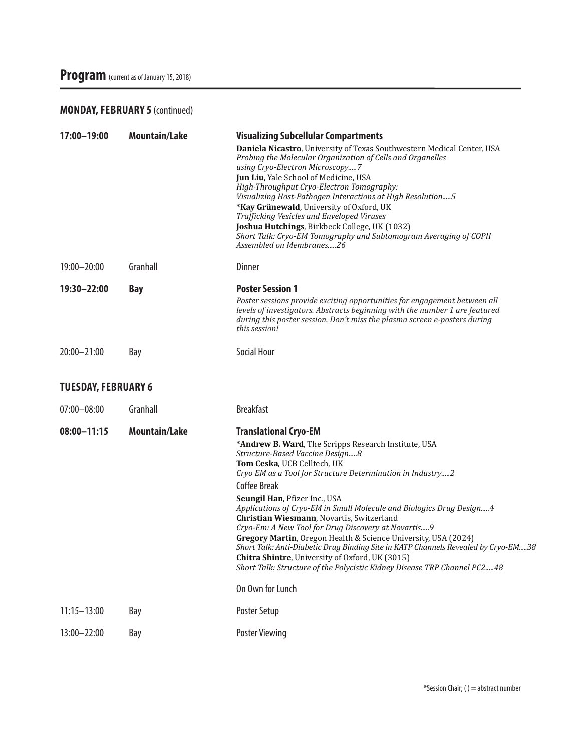# Program (current as of January 15, 2018)

## MONDAY, FEBRUARY 5 (continued)

**17:00–19:00** **Mountain/Lake**

**Visualizing Subcellular Compartments**

**Daniela Nicastro**, University of Texas Southwestern Medical Center, USA
*Probing the Molecular Organization of Cells and Organelles using Cryo-Electron Microscopy.....7*

**Jun Liu**, Yale School of Medicine, USA
*High-Throughput Cryo-Electron Tomography: Visualizing Host-Pathogen Interactions at High Resolution.....5*

**\*Kay Grünewald**, University of Oxford, UK
*Trafficking Vesicles and Enveloped Viruses*

**Joshua Hutchings**, Birkbeck College, UK (1032)
*Short Talk: Cryo-EM Tomography and Subtomogram Averaging of COPII Assembled on Membranes.....26*

19:00–20:00 Granhall

Dinner

**19:30–22:00** **Bay**

**Poster Session 1**

*Poster sessions provide exciting opportunities for engagement between all levels of investigators. Abstracts beginning with the number 1 are featured during this poster session. Don't miss the plasma screen e-posters during this session!*

20:00–21:00 Bay

Social Hour

## TUESDAY, FEBRUARY 6

07:00–08:00 Granhall

Breakfast

**08:00–11:15** **Mountain/Lake**

**Translational Cryo-EM**

**\*Andrew B. Ward**, The Scripps Research Institute, USA
*Structure-Based Vaccine Design.....8*

**Tom Ceska**, UCB Celltech, UK
*Cryo EM as a Tool for Structure Determination in Industry.....2*

Coffee Break

**Seungil Han**, Pfizer Inc., USA
*Applications of Cryo-EM in Small Molecule and Biologics Drug Design.....4*

**Christian Wiesmann**, Novartis, Switzerland
*Cryo-Em: A New Tool for Drug Discovery at Novartis.....9*

**Gregory Martin**, Oregon Health & Science University, USA (2024)
*Short Talk: Anti-Diabetic Drug Binding Site in KATP Channels Revealed by Cryo-EM.....38*

**Chitra Shintre**, University of Oxford, UK (3015)
*Short Talk: Structure of the Polycistic Kidney Disease TRP Channel PC2.....48*

On Own for Lunch

11:15–13:00 Bay

Poster Setup

13:00–22:00 Bay

Poster Viewing

*Session Chair; ( ) = abstract number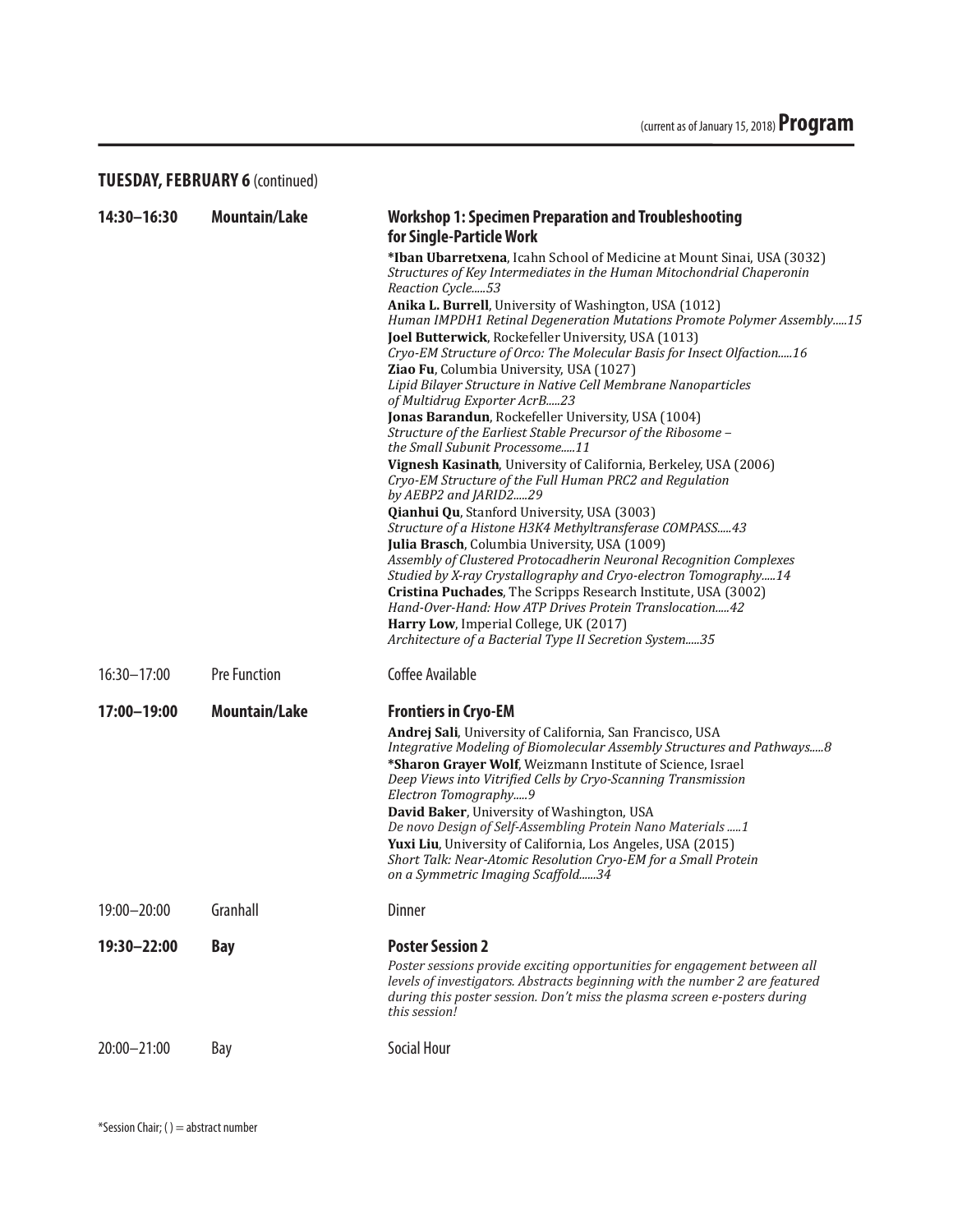## TUESDAY, FEBRUARY 6 (continued)

**14:30–16:30** **Mountain/Lake**

### Workshop 1: Specimen Preparation and Troubleshooting for Single-Particle Work

**\*Iban Ubarretxena**, Icahn School of Medicine at Mount Sinai, USA (3032)
*Structures of Key Intermediates in the Human Mitochondrial Chaperonin Reaction Cycle.....53*

**Anika L. Burrell**, University of Washington, USA (1012)
*Human IMPDH1 Retinal Degeneration Mutations Promote Polymer Assembly.....15*

**Joel Butterwick**, Rockefeller University, USA (1013)
*Cryo-EM Structure of Orco: The Molecular Basis for Insect Olfaction.....16*

**Ziao Fu**, Columbia University, USA (1027)
*Lipid Bilayer Structure in Native Cell Membrane Nanoparticles of Multidrug Exporter AcrB.....23*

**Jonas Barandun**, Rockefeller University, USA (1004)
*Structure of the Earliest Stable Precursor of the Ribosome – the Small Subunit Processome.....11*

**Vignesh Kasinath**, University of California, Berkeley, USA (2006)
*Cryo-EM Structure of the Full Human PRC2 and Regulation by AEBP2 and JARID2.....29*

**Qianhui Qu**, Stanford University, USA (3003)
*Structure of a Histone H3K4 Methyltransferase COMPASS.....43*

**Julia Brasch**, Columbia University, USA (1009)
*Assembly of Clustered Protocadherin Neuronal Recognition Complexes Studied by X-ray Crystallography and Cryo-electron Tomography.....14*

**Cristina Puchades**, The Scripps Research Institute, USA (3002)
*Hand-Over-Hand: How ATP Drives Protein Translocation.....42*

**Harry Low**, Imperial College, UK (2017)
*Architecture of a Bacterial Type II Secretion System.....35*

16:30–17:00 Pre Function

Coffee Available

**17:00–19:00** **Mountain/Lake**

### Frontiers in Cryo-EM

**Andrej Sali**, University of California, San Francisco, USA
*Integrative Modeling of Biomolecular Assembly Structures and Pathways.....8*

**\*Sharon Grayer Wolf**, Weizmann Institute of Science, Israel
*Deep Views into Vitrified Cells by Cryo-Scanning Transmission Electron Tomography.....9*

**David Baker**, University of Washington, USA
*De novo Design of Self-Assembling Protein Nano Materials .....1*

**Yuxi Liu**, University of California, Los Angeles, USA (2015)
*Short Talk: Near-Atomic Resolution Cryo-EM for a Small Protein on a Symmetric Imaging Scaffold......34*

19:00–20:00 Granhall

Dinner

**19:30–22:00** **Bay**

### Poster Session 2

*Poster sessions provide exciting opportunities for engagement between all levels of investigators. Abstracts beginning with the number 2 are featured during this poster session. Don't miss the plasma screen e-posters during this session!*

20:00–21:00 Bay

Social Hour

\*Session Chair; ( ) = abstract number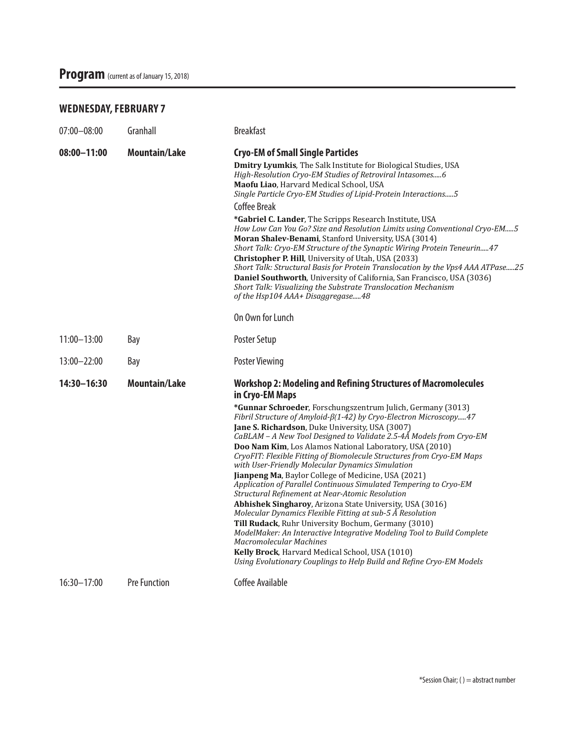# Program (current as of January 15, 2018)

## WEDNESDAY, FEBRUARY 7

07:00–08:00 Granhall Breakfast

**08:00–11:00 Mountain/Lake**

**Cryo-EM of Small Single Particles**

**Dmitry Lyumkis**, The Salk Institute for Biological Studies, USA
*High-Resolution Cryo-EM Studies of Retroviral Intasomes.....6*

**Maofu Liao**, Harvard Medical School, USA
*Single Particle Cryo-EM Studies of Lipid-Protein Interactions.....5*

Coffee Break

**\*Gabriel C. Lander**, The Scripps Research Institute, USA
*How Low Can You Go? Size and Resolution Limits using Conventional Cryo-EM.....5*

**Moran Shalev-Benami**, Stanford University, USA (3014)
*Short Talk: Cryo-EM Structure of the Synaptic Wiring Protein Teneurin.....47*

**Christopher P. Hill**, University of Utah, USA (2033)
*Short Talk: Structural Basis for Protein Translocation by the Vps4 AAA ATPase.....25*

**Daniel Southworth**, University of California, San Francisco, USA (3036)
*Short Talk: Visualizing the Substrate Translocation Mechanism of the Hsp104 AAA+ Disaggregase.....48*

On Own for Lunch

11:00–13:00 Bay Poster Setup

13:00–22:00 Bay Poster Viewing

**14:30–16:30 Mountain/Lake**

**Workshop 2: Modeling and Refining Structures of Macromolecules in Cryo-EM Maps**

**\*Gunnar Schroeder**, Forschungszentrum Julich, Germany (3013)
*Fibril Structure of Amyloid-β(1-42) by Cryo-Electron Microscopy.....47*

**Jane S. Richardson**, Duke University, USA (3007)
*CaBLAM – A New Tool Designed to Validate 2.5-4Å Models from Cryo-EM*

**Doo Nam Kim**, Los Alamos National Laboratory, USA (2010)
*CryoFIT: Flexible Fitting of Biomolecule Structures from Cryo-EM Maps with User-Friendly Molecular Dynamics Simulation*

**Jianpeng Ma**, Baylor College of Medicine, USA (2021)
*Application of Parallel Continuous Simulated Tempering to Cryo-EM Structural Refinement at Near-Atomic Resolution*

**Abhishek Singharoy**, Arizona State University, USA (3016)
*Molecular Dynamics Flexible Fitting at sub-5 Å Resolution*

**Till Rudack**, Ruhr University Bochum, Germany (3010)
*ModelMaker: An Interactive Integrative Modeling Tool to Build Complete Macromolecular Machines*

**Kelly Brock**, Harvard Medical School, USA (1010)
*Using Evolutionary Couplings to Help Build and Refine Cryo-EM Models*

16:30–17:00 Pre Function Coffee Available

\*Session Chair; ( ) = abstract number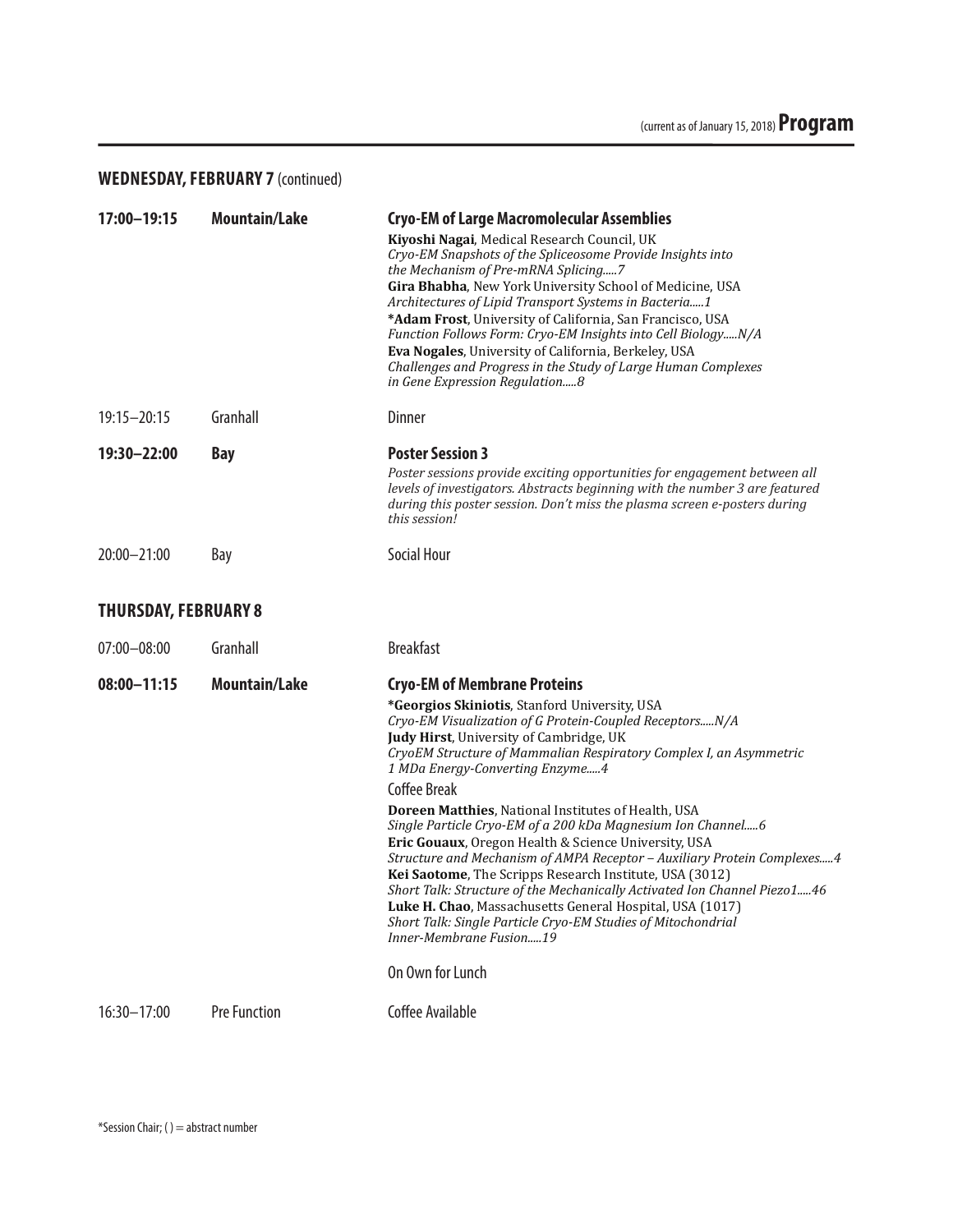(current as of January 15, 2018) **Program**

## WEDNESDAY, FEBRUARY 7 (continued)

**17:00–19:15** **Mountain/Lake** **Cryo-EM of Large Macromolecular Assemblies**

**Kiyoshi Nagai**, Medical Research Council, UK
*Cryo-EM Snapshots of the Spliceosome Provide Insights into the Mechanism of Pre-mRNA Splicing.....7*
**Gira Bhabha**, New York University School of Medicine, USA
*Architectures of Lipid Transport Systems in Bacteria.....1*
**\*Adam Frost**, University of California, San Francisco, USA
*Function Follows Form: Cryo-EM Insights into Cell Biology.....N/A*
**Eva Nogales**, University of California, Berkeley, USA
*Challenges and Progress in the Study of Large Human Complexes in Gene Expression Regulation.....8*

19:15–20:15 Granhall Dinner

**19:30–22:00** **Bay** **Poster Session 3**

*Poster sessions provide exciting opportunities for engagement between all levels of investigators. Abstracts beginning with the number 3 are featured during this poster session. Don't miss the plasma screen e-posters during this session!*

20:00–21:00 Bay Social Hour

## THURSDAY, FEBRUARY 8

07:00–08:00 Granhall Breakfast

**08:00–11:15** **Mountain/Lake** **Cryo-EM of Membrane Proteins**

**\*Georgios Skiniotis**, Stanford University, USA
*Cryo-EM Visualization of G Protein-Coupled Receptors.....N/A*
**Judy Hirst**, University of Cambridge, UK
*CryoEM Structure of Mammalian Respiratory Complex I, an Asymmetric 1 MDa Energy-Converting Enzyme.....4*

Coffee Break

**Doreen Matthies**, National Institutes of Health, USA
*Single Particle Cryo-EM of a 200 kDa Magnesium Ion Channel.....6*
**Eric Gouaux**, Oregon Health & Science University, USA
*Structure and Mechanism of AMPA Receptor – Auxiliary Protein Complexes.....4*
**Kei Saotome**, The Scripps Research Institute, USA (3012)
*Short Talk: Structure of the Mechanically Activated Ion Channel Piezo1.....46*
**Luke H. Chao**, Massachusetts General Hospital, USA (1017)
*Short Talk: Single Particle Cryo-EM Studies of Mitochondrial Inner-Membrane Fusion.....19*

On Own for Lunch

16:30–17:00 Pre Function Coffee Available

\*Session Chair; ( ) = abstract number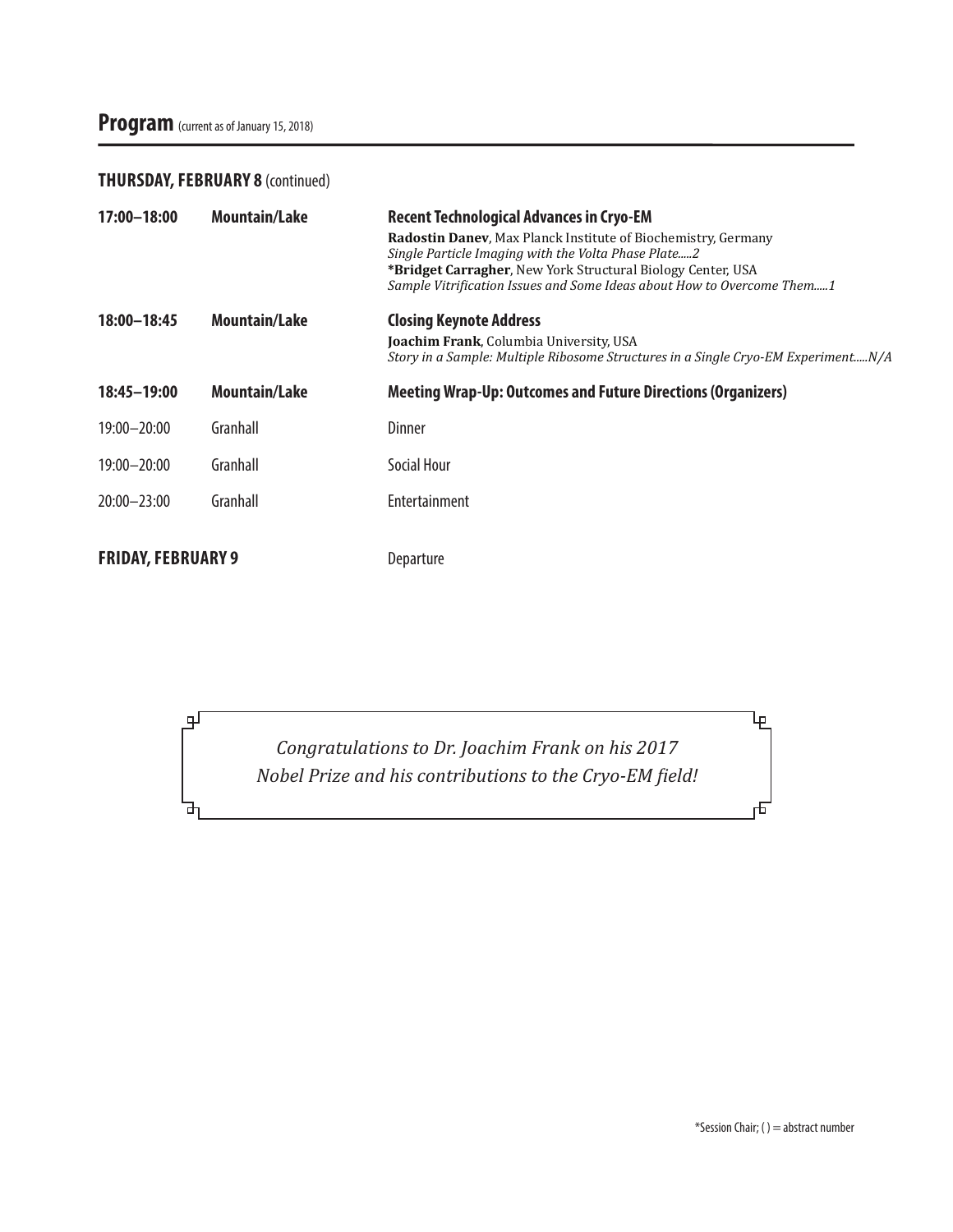## Program (current as of January 15, 2018)

### THURSDAY, FEBRUARY 8 (continued)

| | | |
|---|---|---|
| **17:00–18:00** | **Mountain/Lake** | **Recent Technological Advances in Cryo-EM**<br>**Radostin Danev**, Max Planck Institute of Biochemistry, Germany<br>*Single Particle Imaging with the Volta Phase Plate.....2*<br>***Bridget Carragher**, New York Structural Biology Center, USA<br>*Sample Vitrification Issues and Some Ideas about How to Overcome Them.....1* |
| **18:00–18:45** | **Mountain/Lake** | **Closing Keynote Address**<br>**Joachim Frank**, Columbia University, USA<br>*Story in a Sample: Multiple Ribosome Structures in a Single Cryo-EM Experiment.....N/A* |
| **18:45–19:00** | **Mountain/Lake** | **Meeting Wrap-Up: Outcomes and Future Directions (Organizers)** |
| 19:00–20:00 | Granhall | Dinner |
| 19:00–20:00 | Granhall | Social Hour |
| 20:00–23:00 | Granhall | Entertainment |

### FRIDAY, FEBRUARY 9

Departure

*Congratulations to Dr. Joachim Frank on his 2017 Nobel Prize and his contributions to the Cryo-EM field!*

*Session Chair; ( ) = abstract number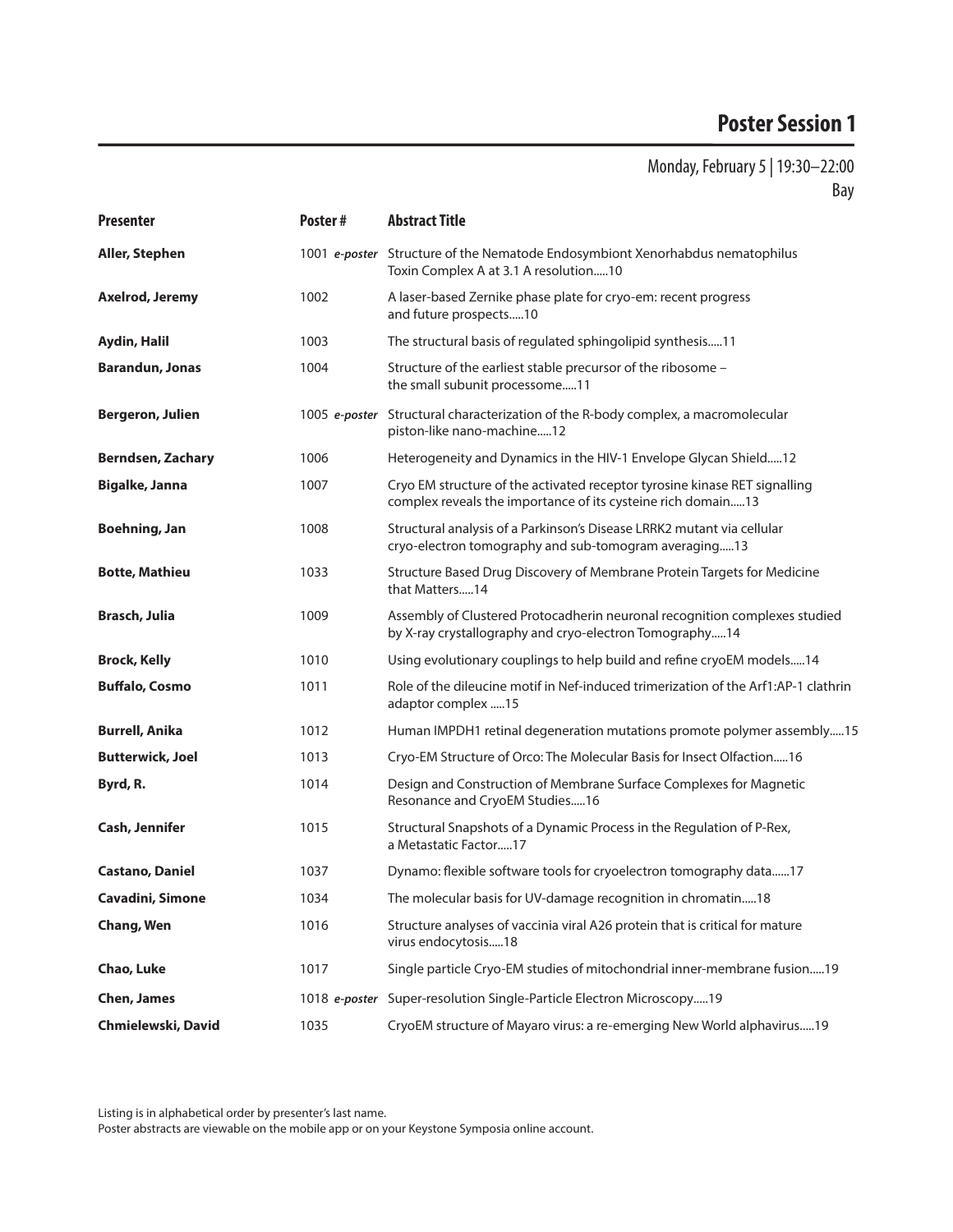# Poster Session 1

Monday, February 5 | 19:30–22:00

Bay

| Presenter | Poster # | Abstract Title |
| --- | --- | --- |
| **Aller, Stephen** | 1001 ***e-poster*** | Structure of the Nematode Endosymbiont Xenorhabdus nematophilus Toxin Complex A at 3.1 A resolution.....10 |
| **Axelrod, Jeremy** | 1002 | A laser-based Zernike phase plate for cryo-em: recent progress and future prospects.....10 |
| **Aydin, Halil** | 1003 | The structural basis of regulated sphingolipid synthesis.....11 |
| **Barandun, Jonas** | 1004 | Structure of the earliest stable precursor of the ribosome – the small subunit processome.....11 |
| **Bergeron, Julien** | 1005 ***e-poster*** | Structural characterization of the R-body complex, a macromolecular piston-like nano-machine.....12 |
| **Berndsen, Zachary** | 1006 | Heterogeneity and Dynamics in the HIV-1 Envelope Glycan Shield.....12 |
| **Bigalke, Janna** | 1007 | Cryo EM structure of the activated receptor tyrosine kinase RET signalling complex reveals the importance of its cysteine rich domain.....13 |
| **Boehning, Jan** | 1008 | Structural analysis of a Parkinson's Disease LRRK2 mutant via cellular cryo-electron tomography and sub-tomogram averaging.....13 |
| **Botte, Mathieu** | 1033 | Structure Based Drug Discovery of Membrane Protein Targets for Medicine that Matters.....14 |
| **Brasch, Julia** | 1009 | Assembly of Clustered Protocadherin neuronal recognition complexes studied by X-ray crystallography and cryo-electron Tomography.....14 |
| **Brock, Kelly** | 1010 | Using evolutionary couplings to help build and refine cryoEM models.....14 |
| **Buffalo, Cosmo** | 1011 | Role of the dileucine motif in Nef-induced trimerization of the Arf1:AP-1 clathrin adaptor complex .....15 |
| **Burrell, Anika** | 1012 | Human IMPDH1 retinal degeneration mutations promote polymer assembly.....15 |
| **Butterwick, Joel** | 1013 | Cryo-EM Structure of Orco: The Molecular Basis for Insect Olfaction.....16 |
| **Byrd, R.** | 1014 | Design and Construction of Membrane Surface Complexes for Magnetic Resonance and CryoEM Studies.....16 |
| **Cash, Jennifer** | 1015 | Structural Snapshots of a Dynamic Process in the Regulation of P-Rex, a Metastatic Factor.....17 |
| **Castano, Daniel** | 1037 | Dynamo: flexible software tools for cryoelectron tomography data......17 |
| **Cavadini, Simone** | 1034 | The molecular basis for UV-damage recognition in chromatin.....18 |
| **Chang, Wen** | 1016 | Structure analyses of vaccinia viral A26 protein that is critical for mature virus endocytosis.....18 |
| **Chao, Luke** | 1017 | Single particle Cryo-EM studies of mitochondrial inner-membrane fusion.....19 |
| **Chen, James** | 1018 ***e-poster*** | Super-resolution Single-Particle Electron Microscopy.....19 |
| **Chmielewski, David** | 1035 | CryoEM structure of Mayaro virus: a re-emerging New World alphavirus.....19 |

Listing is in alphabetical order by presenter's last name.
Poster abstracts are viewable on the mobile app or on your Keystone Symposia online account.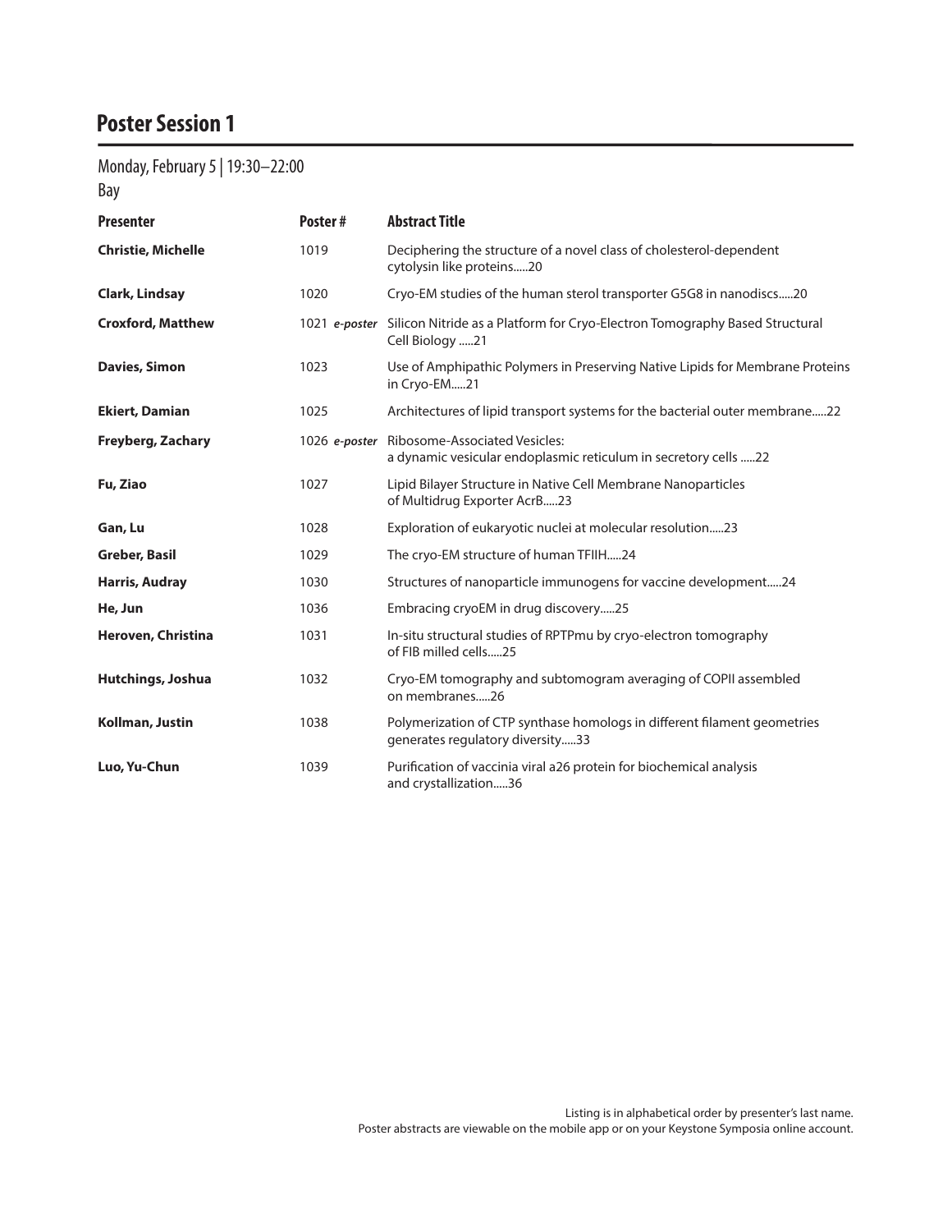# Poster Session 1

Monday, February 5 | 19:30–22:00

Bay

| Presenter | Poster # | Abstract Title |
|---|---|---|
| **Christie, Michelle** | 1019 | Deciphering the structure of a novel class of cholesterol-dependent cytolysin like proteins.....20 |
| **Clark, Lindsay** | 1020 | Cryo-EM studies of the human sterol transporter G5G8 in nanodiscs.....20 |
| **Croxford, Matthew** | 1021 ***e-poster*** | Silicon Nitride as a Platform for Cryo-Electron Tomography Based Structural Cell Biology .....21 |
| **Davies, Simon** | 1023 | Use of Amphipathic Polymers in Preserving Native Lipids for Membrane Proteins in Cryo-EM.....21 |
| **Ekiert, Damian** | 1025 | Architectures of lipid transport systems for the bacterial outer membrane.....22 |
| **Freyberg, Zachary** | 1026 ***e-poster*** | Ribosome-Associated Vesicles: a dynamic vesicular endoplasmic reticulum in secretory cells .....22 |
| **Fu, Ziao** | 1027 | Lipid Bilayer Structure in Native Cell Membrane Nanoparticles of Multidrug Exporter AcrB.....23 |
| **Gan, Lu** | 1028 | Exploration of eukaryotic nuclei at molecular resolution.....23 |
| **Greber, Basil** | 1029 | The cryo-EM structure of human TFIIH.....24 |
| **Harris, Audray** | 1030 | Structures of nanoparticle immunogens for vaccine development.....24 |
| **He, Jun** | 1036 | Embracing cryoEM in drug discovery.....25 |
| **Heroven, Christina** | 1031 | In-situ structural studies of RPTPmu by cryo-electron tomography of FIB milled cells.....25 |
| **Hutchings, Joshua** | 1032 | Cryo-EM tomography and subtomogram averaging of COPII assembled on membranes.....26 |
| **Kollman, Justin** | 1038 | Polymerization of CTP synthase homologs in different filament geometries generates regulatory diversity.....33 |
| **Luo, Yu-Chun** | 1039 | Purification of vaccinia viral a26 protein for biochemical analysis and crystallization.....36 |

Listing is in alphabetical order by presenter's last name.
Poster abstracts are viewable on the mobile app or on your Keystone Symposia online account.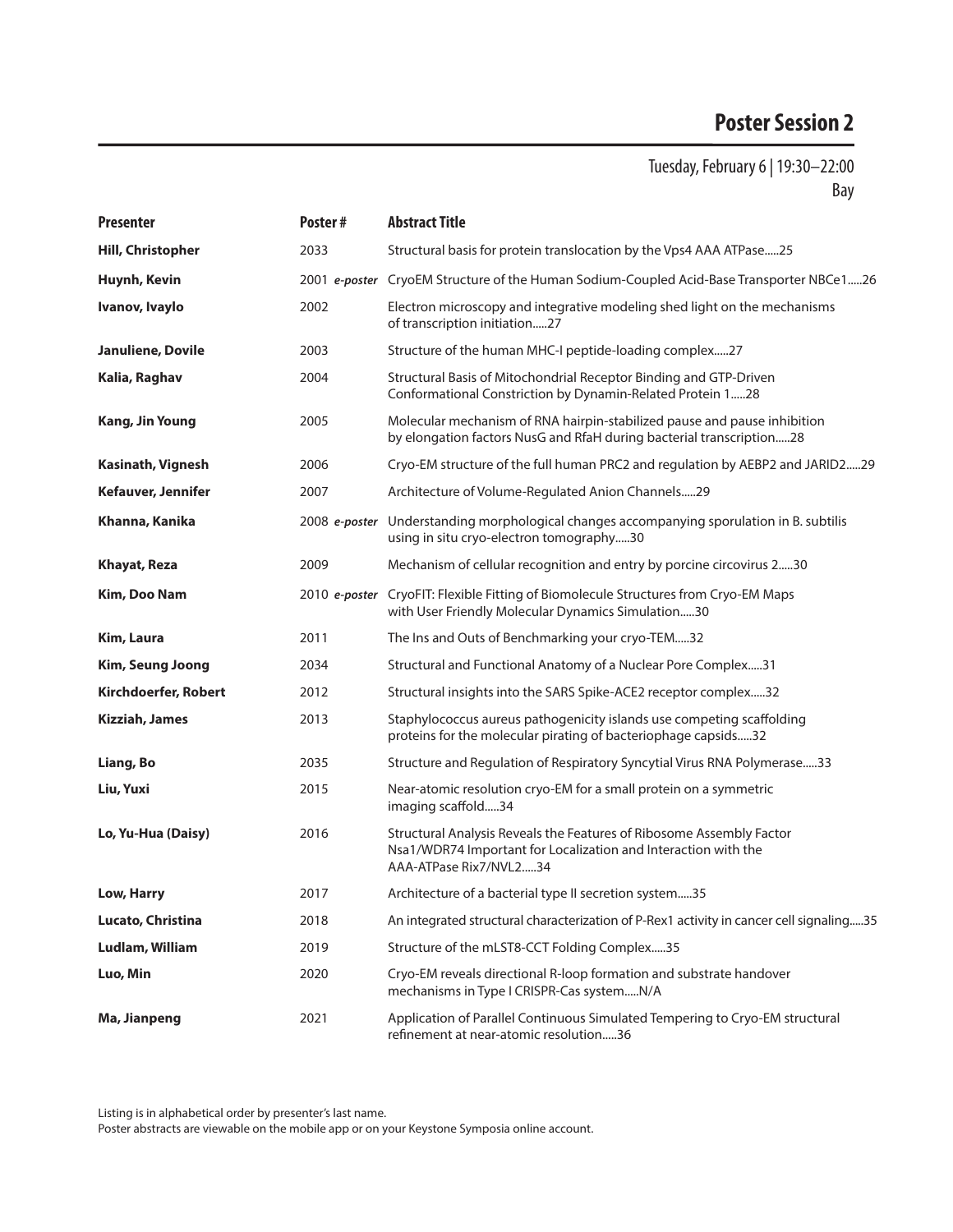# Poster Session 2

Tuesday, February 6 | 19:30–22:00

Bay

| Presenter | Poster # | Abstract Title |
|---|---|---|
| **Hill, Christopher** | 2033 | Structural basis for protein translocation by the Vps4 AAA ATPase.....25 |
| **Huynh, Kevin** | 2001 *e-poster* | CryoEM Structure of the Human Sodium-Coupled Acid-Base Transporter NBCe1.....26 |
| **Ivanov, Ivaylo** | 2002 | Electron microscopy and integrative modeling shed light on the mechanisms of transcription initiation.....27 |
| **Januliene, Dovile** | 2003 | Structure of the human MHC-I peptide-loading complex.....27 |
| **Kalia, Raghav** | 2004 | Structural Basis of Mitochondrial Receptor Binding and GTP-Driven Conformational Constriction by Dynamin-Related Protein 1.....28 |
| **Kang, Jin Young** | 2005 | Molecular mechanism of RNA hairpin-stabilized pause and pause inhibition by elongation factors NusG and RfaH during bacterial transcription.....28 |
| **Kasinath, Vignesh** | 2006 | Cryo-EM structure of the full human PRC2 and regulation by AEBP2 and JARID2.....29 |
| **Kefauver, Jennifer** | 2007 | Architecture of Volume-Regulated Anion Channels.....29 |
| **Khanna, Kanika** | 2008 *e-poster* | Understanding morphological changes accompanying sporulation in B. subtilis using in situ cryo-electron tomography.....30 |
| **Khayat, Reza** | 2009 | Mechanism of cellular recognition and entry by porcine circovirus 2.....30 |
| **Kim, Doo Nam** | 2010 *e-poster* | CryoFIT: Flexible Fitting of Biomolecule Structures from Cryo-EM Maps with User Friendly Molecular Dynamics Simulation.....30 |
| **Kim, Laura** | 2011 | The Ins and Outs of Benchmarking your cryo-TEM.....32 |
| **Kim, Seung Joong** | 2034 | Structural and Functional Anatomy of a Nuclear Pore Complex.....31 |
| **Kirchdoerfer, Robert** | 2012 | Structural insights into the SARS Spike-ACE2 receptor complex.....32 |
| **Kizziah, James** | 2013 | Staphylococcus aureus pathogenicity islands use competing scaffolding proteins for the molecular pirating of bacteriophage capsids.....32 |
| **Liang, Bo** | 2035 | Structure and Regulation of Respiratory Syncytial Virus RNA Polymerase.....33 |
| **Liu, Yuxi** | 2015 | Near-atomic resolution cryo-EM for a small protein on a symmetric imaging scaffold.....34 |
| **Lo, Yu-Hua (Daisy)** | 2016 | Structural Analysis Reveals the Features of Ribosome Assembly Factor Nsa1/WDR74 Important for Localization and Interaction with the AAA-ATPase Rix7/NVL2.....34 |
| **Low, Harry** | 2017 | Architecture of a bacterial type II secretion system.....35 |
| **Lucato, Christina** | 2018 | An integrated structural characterization of P-Rex1 activity in cancer cell signaling.....35 |
| **Ludlam, William** | 2019 | Structure of the mLST8-CCT Folding Complex.....35 |
| **Luo, Min** | 2020 | Cryo-EM reveals directional R-loop formation and substrate handover mechanisms in Type I CRISPR-Cas system.....N/A |
| **Ma, Jianpeng** | 2021 | Application of Parallel Continuous Simulated Tempering to Cryo-EM structural refinement at near-atomic resolution.....36 |

Listing is in alphabetical order by presenter's last name.
Poster abstracts are viewable on the mobile app or on your Keystone Symposia online account.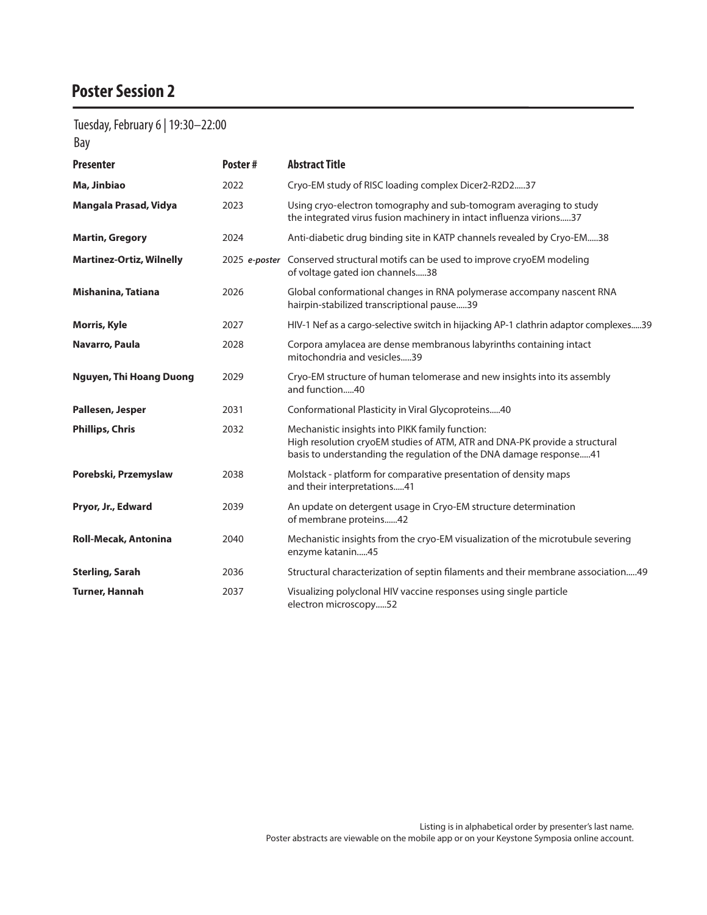# Poster Session 2

Tuesday, February 6 | 19:30–22:00

Bay

| Presenter | Poster # | Abstract Title |
| --- | --- | --- |
| **Ma, Jinbiao** | 2022 | Cryo-EM study of RISC loading complex Dicer2-R2D2.....37 |
| **Mangala Prasad, Vidya** | 2023 | Using cryo-electron tomography and sub-tomogram averaging to study the integrated virus fusion machinery in intact influenza virions.....37 |
| **Martin, Gregory** | 2024 | Anti-diabetic drug binding site in KATP channels revealed by Cryo-EM.....38 |
| **Martinez-Ortiz, Wilnelly** | 2025 ***e-poster*** | Conserved structural motifs can be used to improve cryoEM modeling of voltage gated ion channels.....38 |
| **Mishanina, Tatiana** | 2026 | Global conformational changes in RNA polymerase accompany nascent RNA hairpin-stabilized transcriptional pause.....39 |
| **Morris, Kyle** | 2027 | HIV-1 Nef as a cargo-selective switch in hijacking AP-1 clathrin adaptor complexes.....39 |
| **Navarro, Paula** | 2028 | Corpora amylacea are dense membranous labyrinths containing intact mitochondria and vesicles.....39 |
| **Nguyen, Thi Hoang Duong** | 2029 | Cryo-EM structure of human telomerase and new insights into its assembly and function.....40 |
| **Pallesen, Jesper** | 2031 | Conformational Plasticity in Viral Glycoproteins.....40 |
| **Phillips, Chris** | 2032 | Mechanistic insights into PIKK family function: High resolution cryoEM studies of ATM, ATR and DNA-PK provide a structural basis to understanding the regulation of the DNA damage response.....41 |
| **Porebski, Przemyslaw** | 2038 | Molstack - platform for comparative presentation of density maps and their interpretations.....41 |
| **Pryor, Jr., Edward** | 2039 | An update on detergent usage in Cryo-EM structure determination of membrane proteins......42 |
| **Roll-Mecak, Antonina** | 2040 | Mechanistic insights from the cryo-EM visualization of the microtubule severing enzyme katanin.....45 |
| **Sterling, Sarah** | 2036 | Structural characterization of septin filaments and their membrane association.....49 |
| **Turner, Hannah** | 2037 | Visualizing polyclonal HIV vaccine responses using single particle electron microscopy.....52 |

Listing is in alphabetical order by presenter's last name.
Poster abstracts are viewable on the mobile app or on your Keystone Symposia online account.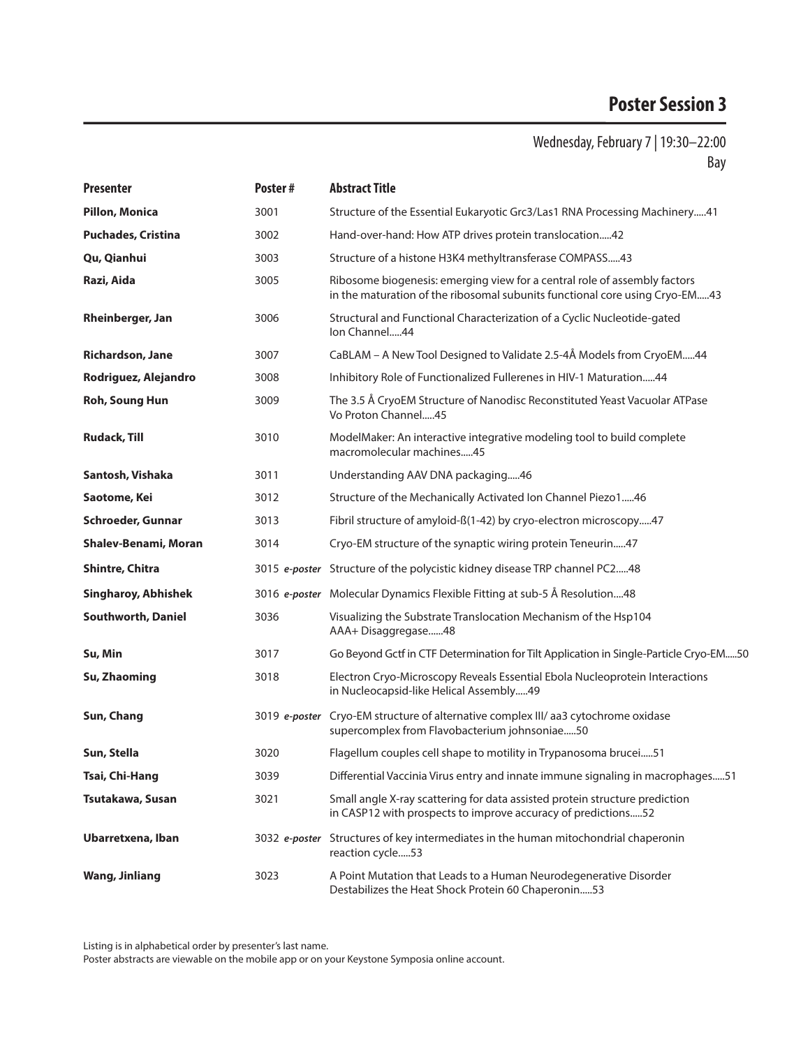# Poster Session 3

Wednesday, February 7 | 19:30–22:00
Bay

| Presenter | Poster # | Abstract Title |
|---|---|---|
| **Pillon, Monica** | 3001 | Structure of the Essential Eukaryotic Grc3/Las1 RNA Processing Machinery.....41 |
| **Puchades, Cristina** | 3002 | Hand-over-hand: How ATP drives protein translocation.....42 |
| **Qu, Qianhui** | 3003 | Structure of a histone H3K4 methyltransferase COMPASS.....43 |
| **Razi, Aida** | 3005 | Ribosome biogenesis: emerging view for a central role of assembly factors in the maturation of the ribosomal subunits functional core using Cryo-EM.....43 |
| **Rheinberger, Jan** | 3006 | Structural and Functional Characterization of a Cyclic Nucleotide-gated Ion Channel.....44 |
| **Richardson, Jane** | 3007 | CaBLAM – A New Tool Designed to Validate 2.5-4Å Models from CryoEM.....44 |
| **Rodriguez, Alejandro** | 3008 | Inhibitory Role of Functionalized Fullerenes in HIV-1 Maturation.....44 |
| **Roh, Soung Hun** | 3009 | The 3.5 Å CryoEM Structure of Nanodisc Reconstituted Yeast Vacuolar ATPase Vo Proton Channel.....45 |
| **Rudack, Till** | 3010 | ModelMaker: An interactive integrative modeling tool to build complete macromolecular machines.....45 |
| **Santosh, Vishaka** | 3011 | Understanding AAV DNA packaging.....46 |
| **Saotome, Kei** | 3012 | Structure of the Mechanically Activated Ion Channel Piezo1.....46 |
| **Schroeder, Gunnar** | 3013 | Fibril structure of amyloid-ß(1-42) by cryo-electron microscopy.....47 |
| **Shalev-Benami, Moran** | 3014 | Cryo-EM structure of the synaptic wiring protein Teneurin.....47 |
| **Shintre, Chitra** | 3015 *e-poster* | Structure of the polycistic kidney disease TRP channel PC2.....48 |
| **Singharoy, Abhishek** | 3016 *e-poster* | Molecular Dynamics Flexible Fitting at sub-5 Å Resolution....48 |
| **Southworth, Daniel** | 3036 | Visualizing the Substrate Translocation Mechanism of the Hsp104 AAA+ Disaggregase......48 |
| **Su, Min** | 3017 | Go Beyond Gctf in CTF Determination for Tilt Application in Single-Particle Cryo-EM.....50 |
| **Su, Zhaoming** | 3018 | Electron Cryo-Microscopy Reveals Essential Ebola Nucleoprotein Interactions in Nucleocapsid-like Helical Assembly.....49 |
| **Sun, Chang** | 3019 *e-poster* | Cryo-EM structure of alternative complex III/ aa3 cytochrome oxidase supercomplex from Flavobacterium johnsoniae.....50 |
| **Sun, Stella** | 3020 | Flagellum couples cell shape to motility in Trypanosoma brucei.....51 |
| **Tsai, Chi-Hang** | 3039 | Differential Vaccinia Virus entry and innate immune signaling in macrophages.....51 |
| **Tsutakawa, Susan** | 3021 | Small angle X-ray scattering for data assisted protein structure prediction in CASP12 with prospects to improve accuracy of predictions.....52 |
| **Ubarretxena, Iban** | 3032 *e-poster* | Structures of key intermediates in the human mitochondrial chaperonin reaction cycle.....53 |
| **Wang, Jinliang** | 3023 | A Point Mutation that Leads to a Human Neurodegenerative Disorder Destabilizes the Heat Shock Protein 60 Chaperonin.....53 |

Listing is in alphabetical order by presenter's last name.
Poster abstracts are viewable on the mobile app or on your Keystone Symposia online account.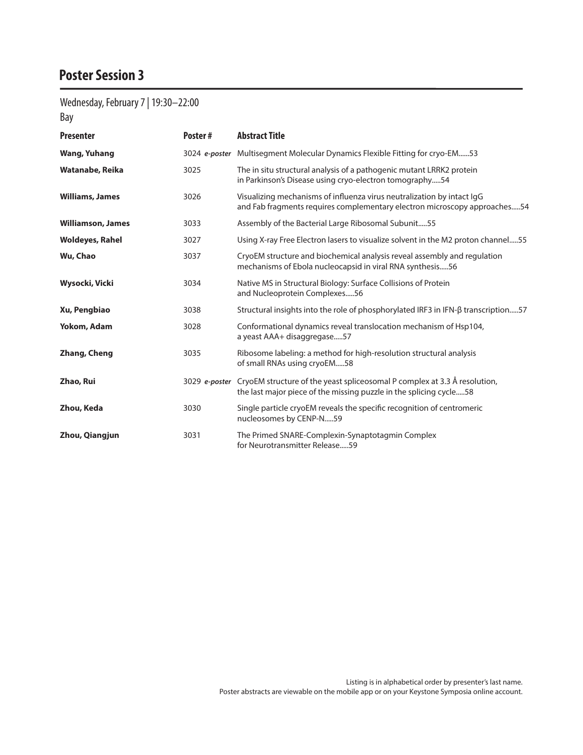# Poster Session 3

Wednesday, February 7 | 19:30–22:00

Bay

| Presenter | Poster # | Abstract Title |
|---|---|---|
| **Wang, Yuhang** | 3024 ***e-poster*** | Multisegment Molecular Dynamics Flexible Fitting for cryo-EM......53 |
| **Watanabe, Reika** | 3025 | The in situ structural analysis of a pathogenic mutant LRRK2 protein in Parkinson's Disease using cryo-electron tomography.....54 |
| **Williams, James** | 3026 | Visualizing mechanisms of influenza virus neutralization by intact IgG and Fab fragments requires complementary electron microscopy approaches.....54 |
| **Williamson, James** | 3033 | Assembly of the Bacterial Large Ribosomal Subunit.....55 |
| **Woldeyes, Rahel** | 3027 | Using X-ray Free Electron lasers to visualize solvent in the M2 proton channel.....55 |
| **Wu, Chao** | 3037 | CryoEM structure and biochemical analysis reveal assembly and regulation mechanisms of Ebola nucleocapsid in viral RNA synthesis.....56 |
| **Wysocki, Vicki** | 3034 | Native MS in Structural Biology: Surface Collisions of Protein and Nucleoprotein Complexes.....56 |
| **Xu, Pengbiao** | 3038 | Structural insights into the role of phosphorylated IRF3 in IFN-β transcription.....57 |
| **Yokom, Adam** | 3028 | Conformational dynamics reveal translocation mechanism of Hsp104, a yeast AAA+ disaggregase.....57 |
| **Zhang, Cheng** | 3035 | Ribosome labeling: a method for high-resolution structural analysis of small RNAs using cryoEM.....58 |
| **Zhao, Rui** | 3029 ***e-poster*** | CryoEM structure of the yeast spliceosomal P complex at 3.3 Å resolution, the last major piece of the missing puzzle in the splicing cycle.....58 |
| **Zhou, Keda** | 3030 | Single particle cryoEM reveals the specific recognition of centromeric nucleosomes by CENP-N.....59 |
| **Zhou, Qiangjun** | 3031 | The Primed SNARE-Complexin-Synaptotagmin Complex for Neurotransmitter Release.....59 |

Listing is in alphabetical order by presenter's last name.
Poster abstracts are viewable on the mobile app or on your Keystone Symposia online account.